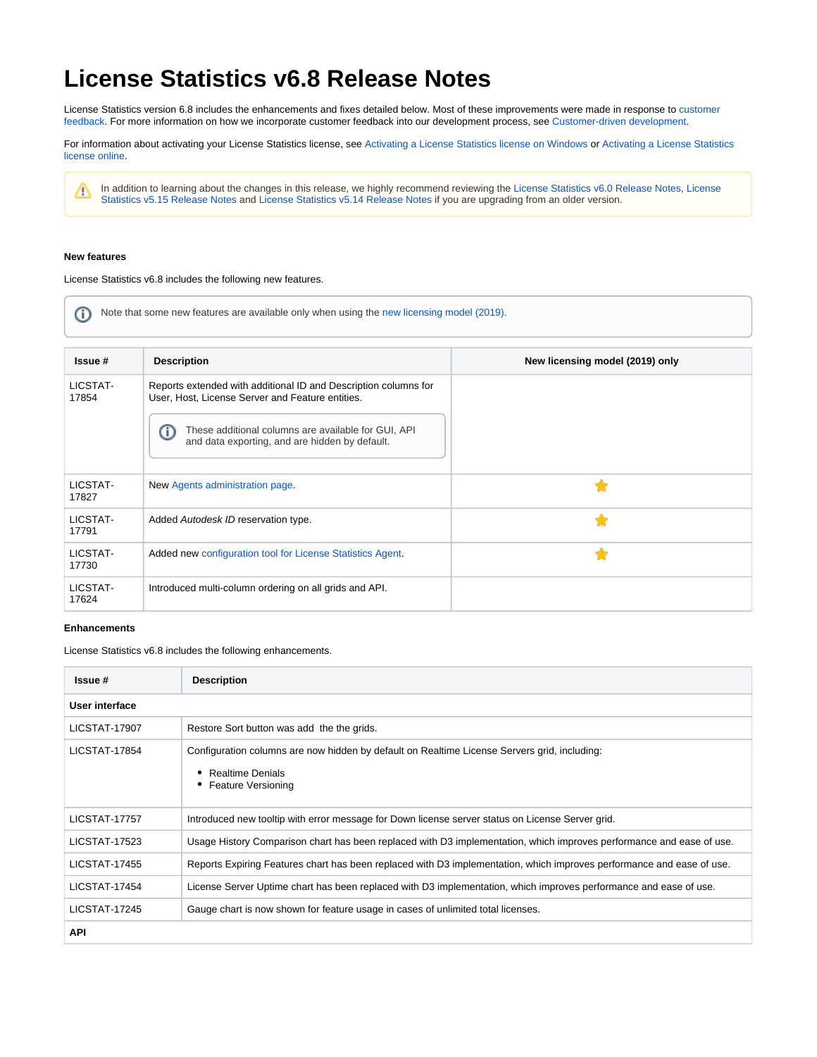# License Statistics v6.8 Release Notes

License Statistics version 6.8 includes the enhancements and fixes detailed below. Most of these improvements were made in response to customer feedback. For more information on how we incorporate customer feedback into our development process, see Customer-driven development.

For information about activating your License Statistics license, see Activating a License Statistics license on Windows or Activating a License Statistics license online.

> In addition to learning about the changes in this release, we highly recommend reviewing the License Statistics v6.0 Release Notes, License Statistics v5.15 Release Notes and License Statistics v5.14 Release Notes if you are upgrading from an older version.

### New features

License Statistics v6.8 includes the following new features.

> Note that some new features are available only when using the new licensing model (2019).

| Issue # | Description | New licensing model (2019) only |
|---|---|---|
| LICSTAT-17854 | Reports extended with additional ID and Description columns for User, Host, License Server and Feature entities. These additional columns are available for GUI, API and data exporting, and are hidden by default. | |
| LICSTAT-17827 | New Agents administration page. | ★ |
| LICSTAT-17791 | Added *Autodesk ID* reservation type. | ★ |
| LICSTAT-17730 | Added new configuration tool for License Statistics Agent. | ★ |
| LICSTAT-17624 | Introduced multi-column ordering on all grids and API. | |

### Enhancements

License Statistics v6.8 includes the following enhancements.

| Issue # | Description |
|---|---|
| **User interface** | |
| LICSTAT-17907 | Restore Sort button was add  the the grids. |
| LICSTAT-17854 | Configuration columns are now hidden by default on Realtime License Servers grid, including: <br>• Realtime Denials <br>• Feature Versioning |
| LICSTAT-17757 | Introduced new tooltip with error message for Down license server status on License Server grid. |
| LICSTAT-17523 | Usage History Comparison chart has been replaced with D3 implementation, which improves performance and ease of use. |
| LICSTAT-17455 | Reports Expiring Features chart has been replaced with D3 implementation, which improves performance and ease of use. |
| LICSTAT-17454 | License Server Uptime chart has been replaced with D3 implementation, which improves performance and ease of use. |
| LICSTAT-17245 | Gauge chart is now shown for feature usage in cases of unlimited total licenses. |
| **API** | |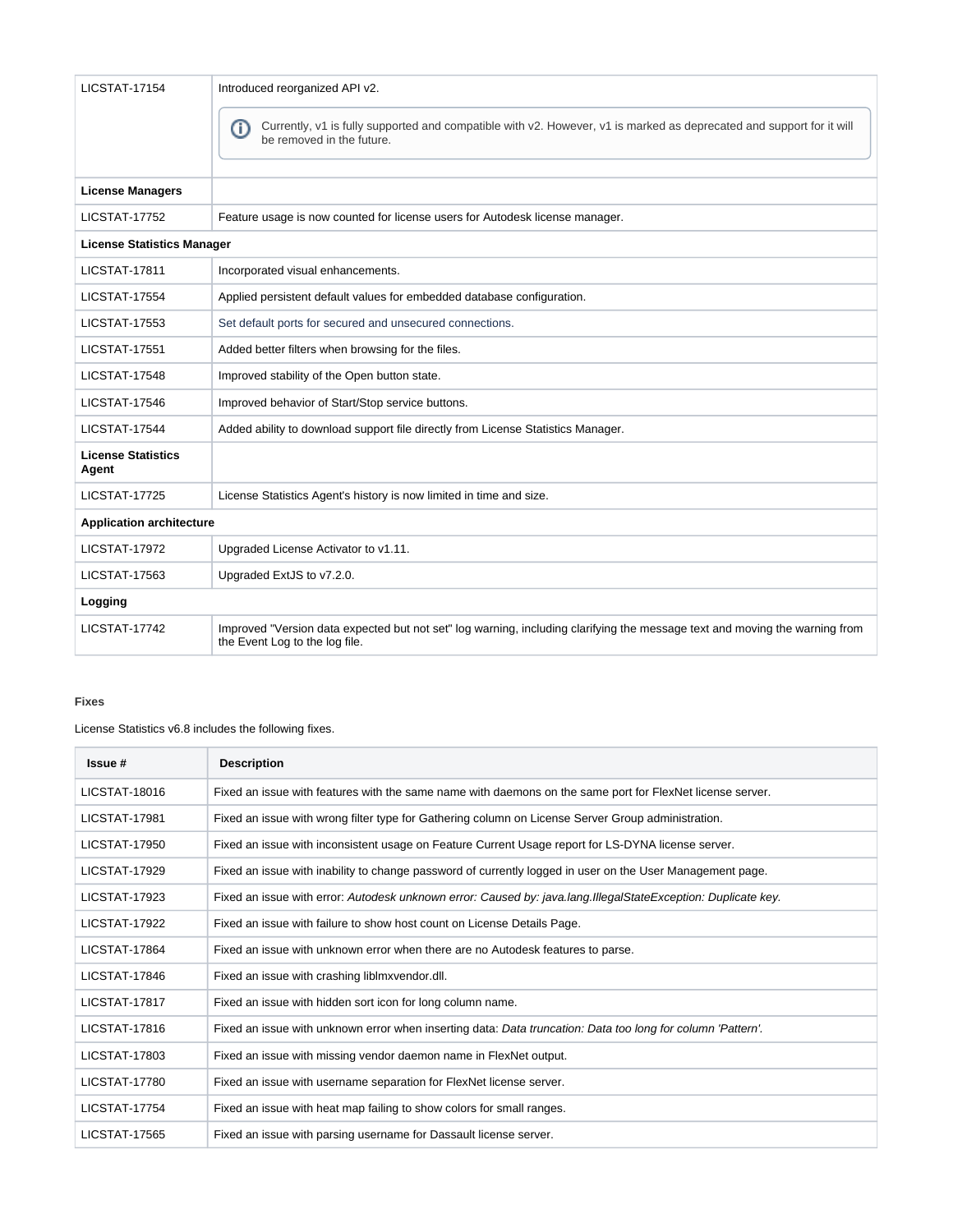| | |
|---|---|
| LICSTAT-17154 | Introduced reorganized API v2.<br><br>Currently, v1 is fully supported and compatible with v2. However, v1 is marked as deprecated and support for it will be removed in the future. |
| **License Managers** | |
| LICSTAT-17752 | Feature usage is now counted for license users for Autodesk license manager. |
| **License Statistics Manager** | |
| LICSTAT-17811 | Incorporated visual enhancements. |
| LICSTAT-17554 | Applied persistent default values for embedded database configuration. |
| LICSTAT-17553 | Set default ports for secured and unsecured connections. |
| LICSTAT-17551 | Added better filters when browsing for the files. |
| LICSTAT-17548 | Improved stability of the Open button state. |
| LICSTAT-17546 | Improved behavior of Start/Stop service buttons. |
| LICSTAT-17544 | Added ability to download support file directly from License Statistics Manager. |
| **License Statistics Agent** | |
| LICSTAT-17725 | License Statistics Agent's history is now limited in time and size. |
| **Application architecture** | |
| LICSTAT-17972 | Upgraded License Activator to v1.11. |
| LICSTAT-17563 | Upgraded ExtJS to v7.2.0. |
| **Logging** | |
| LICSTAT-17742 | Improved "Version data expected but not set" log warning, including clarifying the message text and moving the warning from the Event Log to the log file. |

#### Fixes

License Statistics v6.8 includes the following fixes.

| Issue # | Description |
|---|---|
| LICSTAT-18016 | Fixed an issue with features with the same name with daemons on the same port for FlexNet license server. |
| LICSTAT-17981 | Fixed an issue with wrong filter type for Gathering column on License Server Group administration. |
| LICSTAT-17950 | Fixed an issue with inconsistent usage on Feature Current Usage report for LS-DYNA license server. |
| LICSTAT-17929 | Fixed an issue with inability to change password of currently logged in user on the User Management page. |
| LICSTAT-17923 | Fixed an issue with error: *Autodesk unknown error: Caused by: java.lang.IllegalStateException: Duplicate key.* |
| LICSTAT-17922 | Fixed an issue with failure to show host count on License Details Page. |
| LICSTAT-17864 | Fixed an issue with unknown error when there are no Autodesk features to parse. |
| LICSTAT-17846 | Fixed an issue with crashing liblmxvendor.dll. |
| LICSTAT-17817 | Fixed an issue with hidden sort icon for long column name. |
| LICSTAT-17816 | Fixed an issue with unknown error when inserting data: *Data truncation: Data too long for column 'Pattern'.* |
| LICSTAT-17803 | Fixed an issue with missing vendor daemon name in FlexNet output. |
| LICSTAT-17780 | Fixed an issue with username separation for FlexNet license server. |
| LICSTAT-17754 | Fixed an issue with heat map failing to show colors for small ranges. |
| LICSTAT-17565 | Fixed an issue with parsing username for Dassault license server. |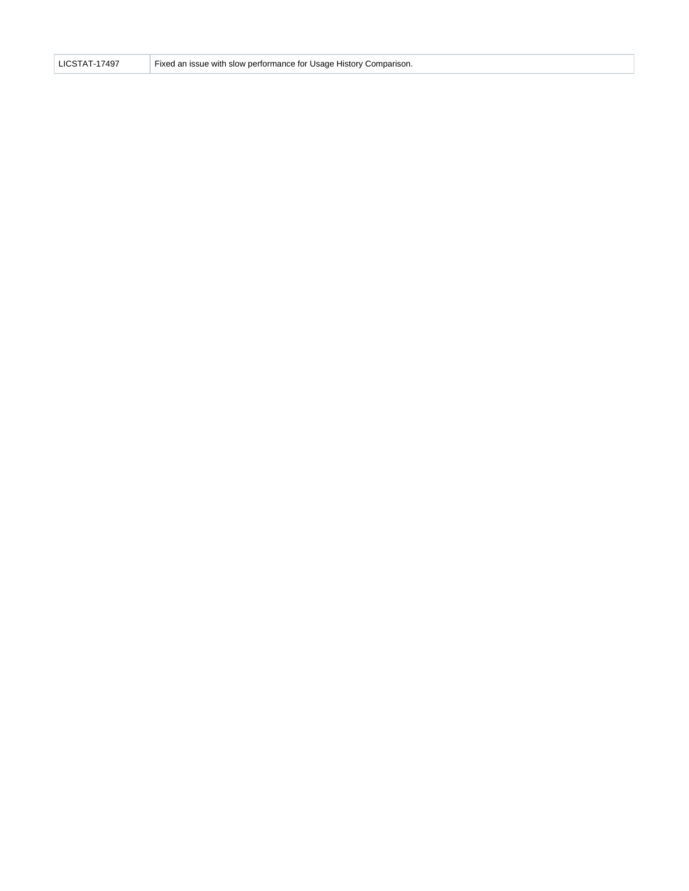| | |
| --- | --- |
| LICSTAT-17497 | Fixed an issue with slow performance for Usage History Comparison. |